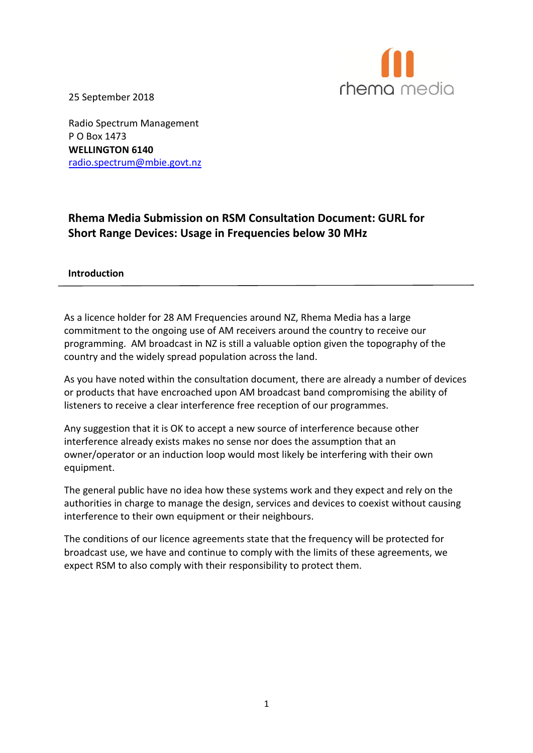25 September 2018

Radio Spectrum Management
P O Box 1473
**WELLINGTON 6140**
radio.spectrum@mbie.govt.nz

## Rhema Media Submission on RSM Consultation Document: GURL for Short Range Devices: Usage in Frequencies below 30 MHz

### Introduction

As a licence holder for 28 AM Frequencies around NZ, Rhema Media has a large commitment to the ongoing use of AM receivers around the country to receive our programming. AM broadcast in NZ is still a valuable option given the topography of the country and the widely spread population across the land.

As you have noted within the consultation document, there are already a number of devices or products that have encroached upon AM broadcast band compromising the ability of listeners to receive a clear interference free reception of our programmes.

Any suggestion that it is OK to accept a new source of interference because other interference already exists makes no sense nor does the assumption that an owner/operator or an induction loop would most likely be interfering with their own equipment.

The general public have no idea how these systems work and they expect and rely on the authorities in charge to manage the design, services and devices to coexist without causing interference to their own equipment or their neighbours.

The conditions of our licence agreements state that the frequency will be protected for broadcast use, we have and continue to comply with the limits of these agreements, we expect RSM to also comply with their responsibility to protect them.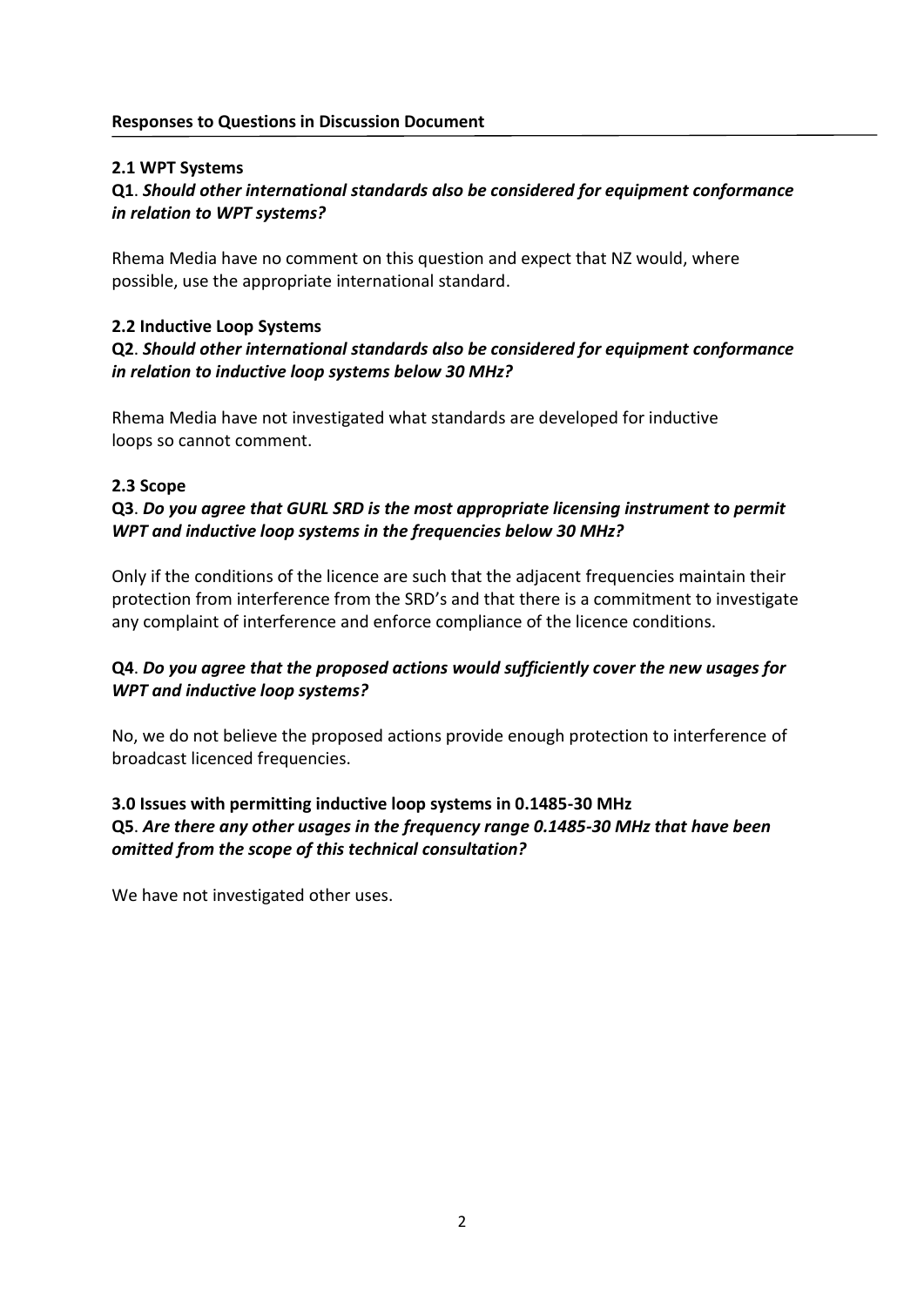**Responses to Questions in Discussion Document**

**2.1 WPT Systems**

**Q1**. ***Should other international standards also be considered for equipment conformance in relation to WPT systems?***

Rhema Media have no comment on this question and expect that NZ would, where possible, use the appropriate international standard.

**2.2 Inductive Loop Systems**

**Q2**. ***Should other international standards also be considered for equipment conformance in relation to inductive loop systems below 30 MHz?***

Rhema Media have not investigated what standards are developed for inductive loops so cannot comment.

**2.3 Scope**

**Q3**. ***Do you agree that GURL SRD is the most appropriate licensing instrument to permit WPT and inductive loop systems in the frequencies below 30 MHz?***

Only if the conditions of the licence are such that the adjacent frequencies maintain their protection from interference from the SRD's and that there is a commitment to investigate any complaint of interference and enforce compliance of the licence conditions.

**Q4**. ***Do you agree that the proposed actions would sufficiently cover the new usages for WPT and inductive loop systems?***

No, we do not believe the proposed actions provide enough protection to interference of broadcast licenced frequencies.

**3.0 Issues with permitting inductive loop systems in 0.1485-30 MHz**

**Q5**. ***Are there any other usages in the frequency range 0.1485-30 MHz that have been omitted from the scope of this technical consultation?***

We have not investigated other uses.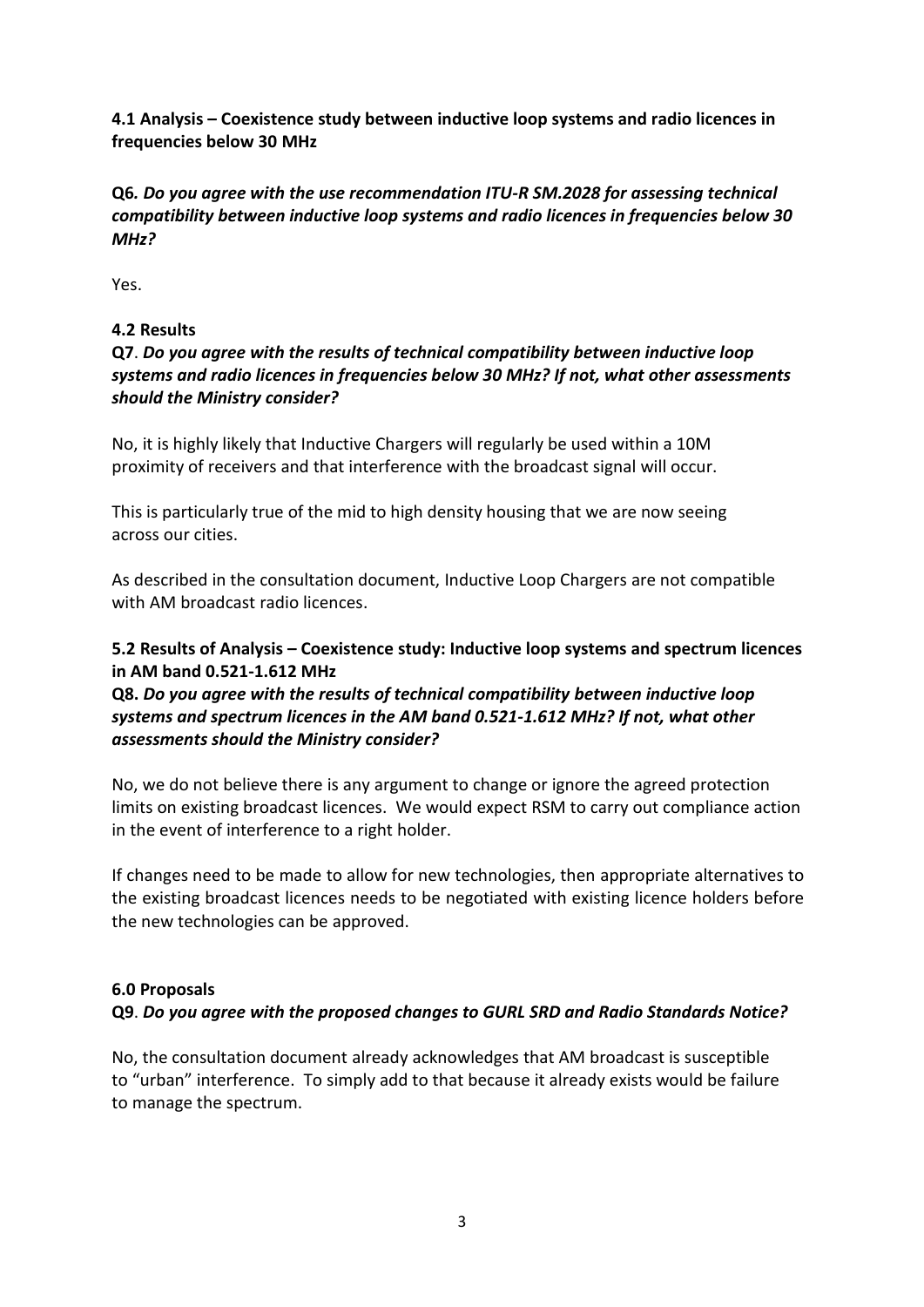**4.1 Analysis – Coexistence study between inductive loop systems and radio licences in frequencies below 30 MHz**

**Q6*. Do you agree with the use recommendation ITU-R SM.2028 for assessing technical compatibility between inductive loop systems and radio licences in frequencies below 30 MHz?***

Yes.

**4.2 Results**

**Q7**. ***Do you agree with the results of technical compatibility between inductive loop systems and radio licences in frequencies below 30 MHz? If not, what other assessments should the Ministry consider?***

No, it is highly likely that Inductive Chargers will regularly be used within a 10M proximity of receivers and that interference with the broadcast signal will occur.

This is particularly true of the mid to high density housing that we are now seeing across our cities.

As described in the consultation document, Inductive Loop Chargers are not compatible with AM broadcast radio licences.

**5.2 Results of Analysis – Coexistence study: Inductive loop systems and spectrum licences in AM band 0.521-1.612 MHz**

**Q8.** ***Do you agree with the results of technical compatibility between inductive loop systems and spectrum licences in the AM band 0.521-1.612 MHz? If not, what other assessments should the Ministry consider?***

No, we do not believe there is any argument to change or ignore the agreed protection limits on existing broadcast licences. We would expect RSM to carry out compliance action in the event of interference to a right holder.

If changes need to be made to allow for new technologies, then appropriate alternatives to the existing broadcast licences needs to be negotiated with existing licence holders before the new technologies can be approved.

**6.0 Proposals**

**Q9**. ***Do you agree with the proposed changes to GURL SRD and Radio Standards Notice?***

No, the consultation document already acknowledges that AM broadcast is susceptible to "urban" interference. To simply add to that because it already exists would be failure to manage the spectrum.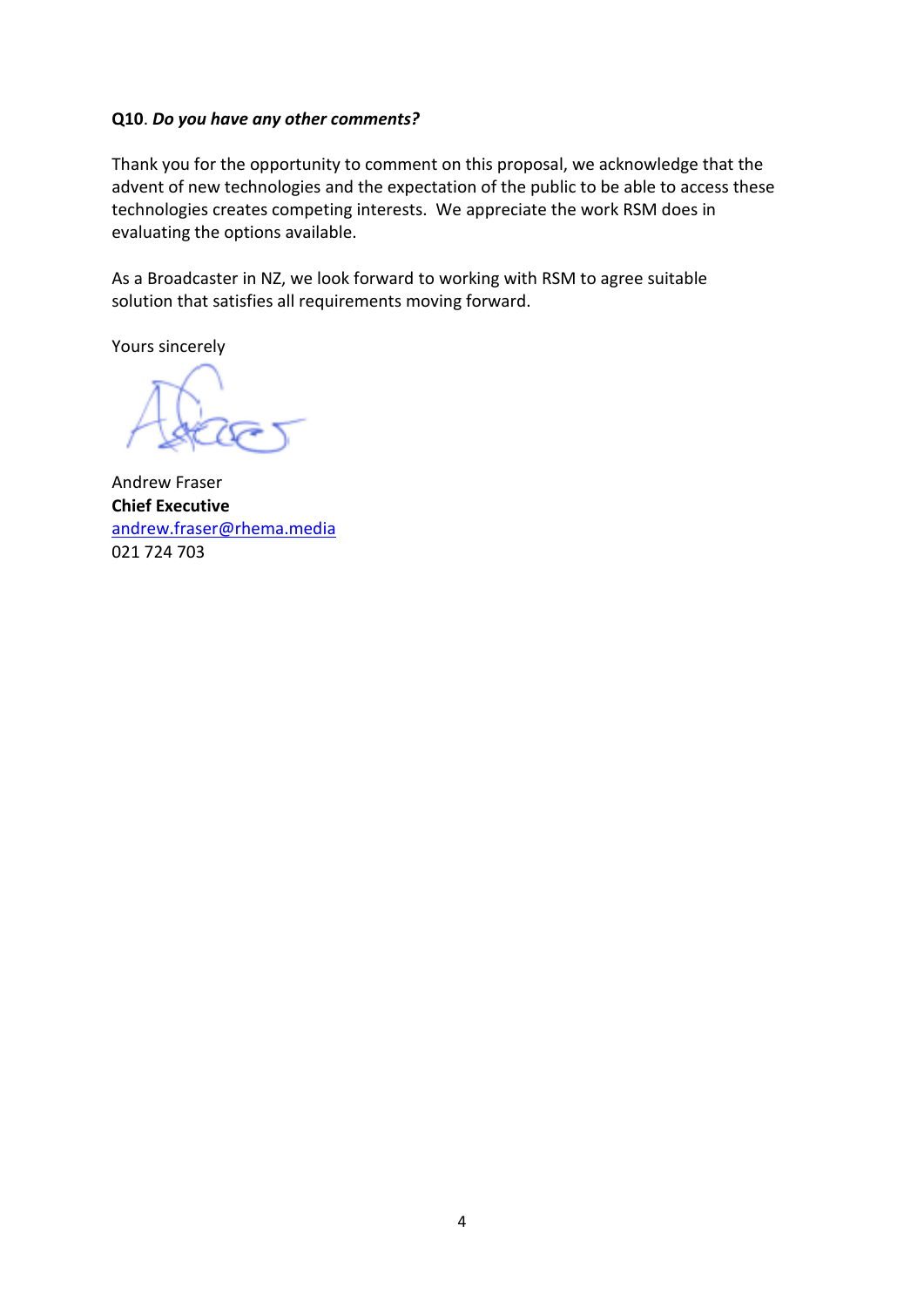**Q10**. ***Do you have any other comments?***

Thank you for the opportunity to comment on this proposal, we acknowledge that the advent of new technologies and the expectation of the public to be able to access these technologies creates competing interests. We appreciate the work RSM does in evaluating the options available.

As a Broadcaster in NZ, we look forward to working with RSM to agree suitable solution that satisfies all requirements moving forward.

Yours sincerely

Andrew Fraser
**Chief Executive**
andrew.fraser@rhema.media
021 724 703